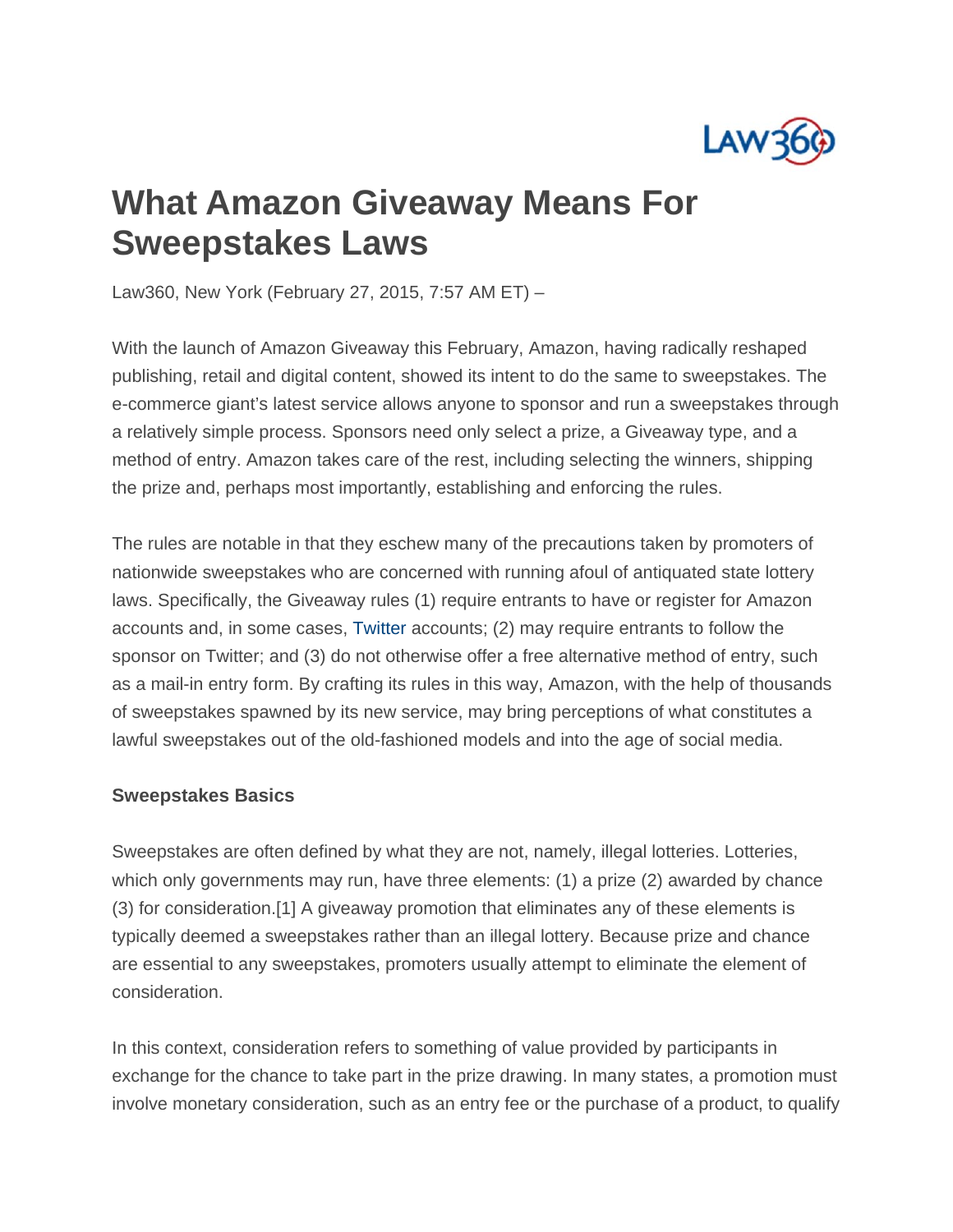# What Amazon Giveaway Means For Sweepstakes Laws

Law360, New York (February 27, 2015, 7:57 AM ET) –

With the launch of Amazon Giveaway this February, Amazon, having radically reshaped publishing, retail and digital content, showed its intent to do the same to sweepstakes. The e-commerce giant's latest service allows anyone to sponsor and run a sweepstakes through a relatively simple process. Sponsors need only select a prize, a Giveaway type, and a method of entry. Amazon takes care of the rest, including selecting the winners, shipping the prize and, perhaps most importantly, establishing and enforcing the rules.

The rules are notable in that they eschew many of the precautions taken by promoters of nationwide sweepstakes who are concerned with running afoul of antiquated state lottery laws. Specifically, the Giveaway rules (1) require entrants to have or register for Amazon accounts and, in some cases, Twitter accounts; (2) may require entrants to follow the sponsor on Twitter; and (3) do not otherwise offer a free alternative method of entry, such as a mail-in entry form. By crafting its rules in this way, Amazon, with the help of thousands of sweepstakes spawned by its new service, may bring perceptions of what constitutes a lawful sweepstakes out of the old-fashioned models and into the age of social media.

### Sweepstakes Basics

Sweepstakes are often defined by what they are not, namely, illegal lotteries. Lotteries, which only governments may run, have three elements: (1) a prize (2) awarded by chance (3) for consideration.[1] A giveaway promotion that eliminates any of these elements is typically deemed a sweepstakes rather than an illegal lottery. Because prize and chance are essential to any sweepstakes, promoters usually attempt to eliminate the element of consideration.

In this context, consideration refers to something of value provided by participants in exchange for the chance to take part in the prize drawing. In many states, a promotion must involve monetary consideration, such as an entry fee or the purchase of a product, to qualify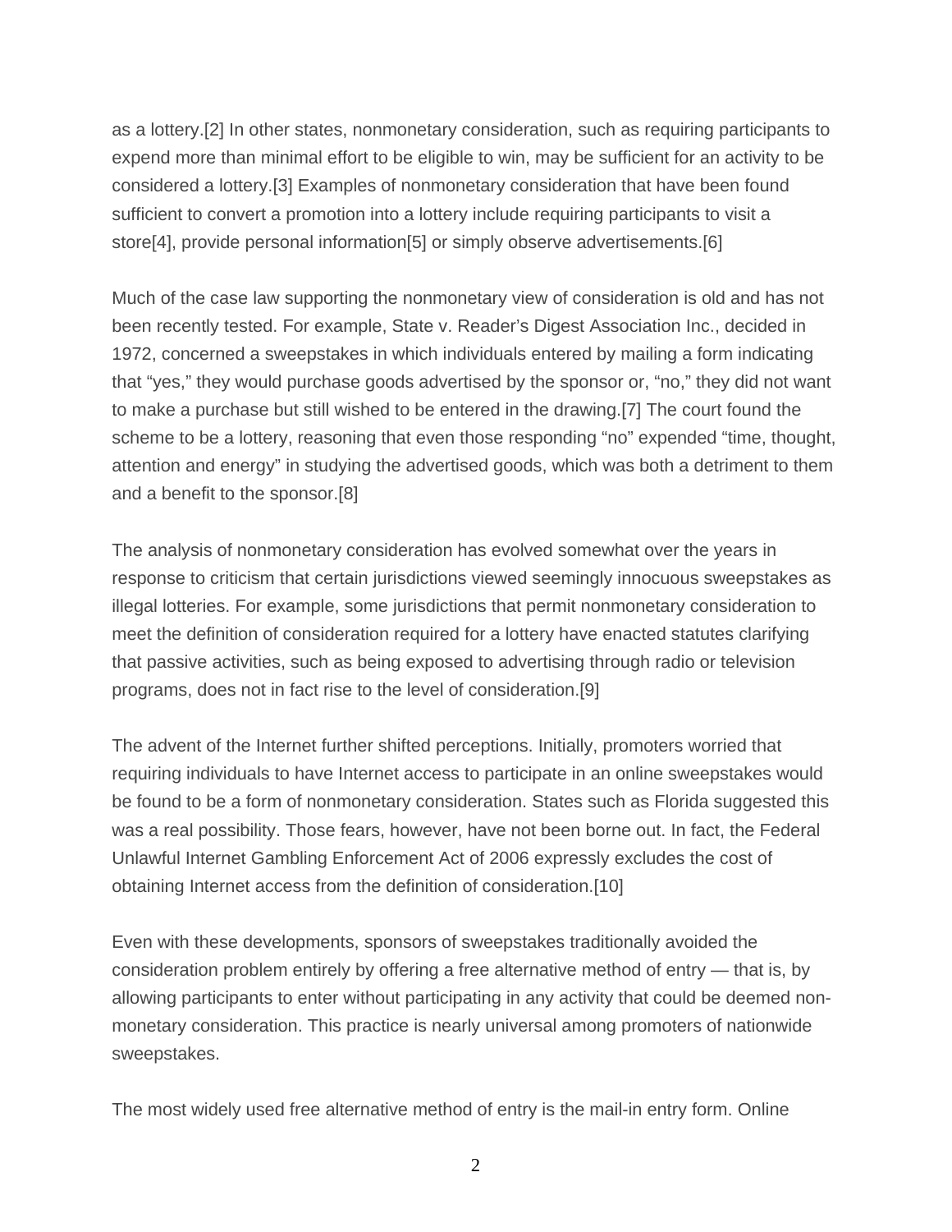as a lottery.[2] In other states, nonmonetary consideration, such as requiring participants to expend more than minimal effort to be eligible to win, may be sufficient for an activity to be considered a lottery.[3] Examples of nonmonetary consideration that have been found sufficient to convert a promotion into a lottery include requiring participants to visit a store[4], provide personal information[5] or simply observe advertisements.[6]

Much of the case law supporting the nonmonetary view of consideration is old and has not been recently tested. For example, State v. Reader's Digest Association Inc., decided in 1972, concerned a sweepstakes in which individuals entered by mailing a form indicating that "yes," they would purchase goods advertised by the sponsor or, "no," they did not want to make a purchase but still wished to be entered in the drawing.[7] The court found the scheme to be a lottery, reasoning that even those responding "no" expended "time, thought, attention and energy" in studying the advertised goods, which was both a detriment to them and a benefit to the sponsor.[8]

The analysis of nonmonetary consideration has evolved somewhat over the years in response to criticism that certain jurisdictions viewed seemingly innocuous sweepstakes as illegal lotteries. For example, some jurisdictions that permit nonmonetary consideration to meet the definition of consideration required for a lottery have enacted statutes clarifying that passive activities, such as being exposed to advertising through radio or television programs, does not in fact rise to the level of consideration.[9]

The advent of the Internet further shifted perceptions. Initially, promoters worried that requiring individuals to have Internet access to participate in an online sweepstakes would be found to be a form of nonmonetary consideration. States such as Florida suggested this was a real possibility. Those fears, however, have not been borne out. In fact, the Federal Unlawful Internet Gambling Enforcement Act of 2006 expressly excludes the cost of obtaining Internet access from the definition of consideration.[10]

Even with these developments, sponsors of sweepstakes traditionally avoided the consideration problem entirely by offering a free alternative method of entry — that is, by allowing participants to enter without participating in any activity that could be deemed non-monetary consideration. This practice is nearly universal among promoters of nationwide sweepstakes.

The most widely used free alternative method of entry is the mail-in entry form. Online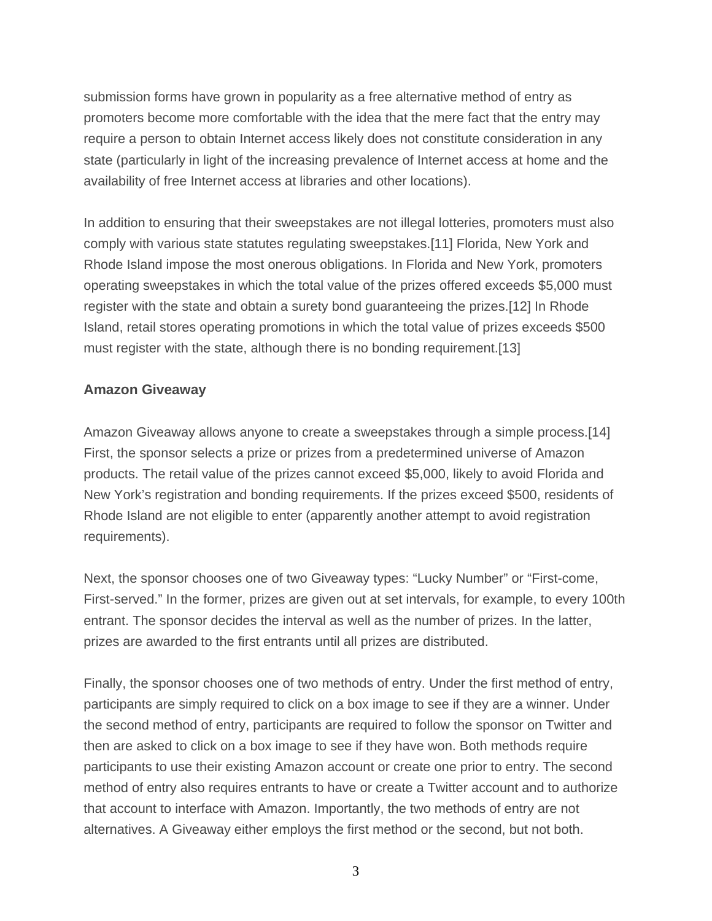submission forms have grown in popularity as a free alternative method of entry as promoters become more comfortable with the idea that the mere fact that the entry may require a person to obtain Internet access likely does not constitute consideration in any state (particularly in light of the increasing prevalence of Internet access at home and the availability of free Internet access at libraries and other locations).

In addition to ensuring that their sweepstakes are not illegal lotteries, promoters must also comply with various state statutes regulating sweepstakes.[11] Florida, New York and Rhode Island impose the most onerous obligations. In Florida and New York, promoters operating sweepstakes in which the total value of the prizes offered exceeds $5,000 must register with the state and obtain a surety bond guaranteeing the prizes.[12] In Rhode Island, retail stores operating promotions in which the total value of prizes exceeds $500 must register with the state, although there is no bonding requirement.[13]

**Amazon Giveaway**

Amazon Giveaway allows anyone to create a sweepstakes through a simple process.[14] First, the sponsor selects a prize or prizes from a predetermined universe of Amazon products. The retail value of the prizes cannot exceed $5,000, likely to avoid Florida and New York's registration and bonding requirements. If the prizes exceed $500, residents of Rhode Island are not eligible to enter (apparently another attempt to avoid registration requirements).

Next, the sponsor chooses one of two Giveaway types: "Lucky Number" or "First-come, First-served." In the former, prizes are given out at set intervals, for example, to every 100th entrant. The sponsor decides the interval as well as the number of prizes. In the latter, prizes are awarded to the first entrants until all prizes are distributed.

Finally, the sponsor chooses one of two methods of entry. Under the first method of entry, participants are simply required to click on a box image to see if they are a winner. Under the second method of entry, participants are required to follow the sponsor on Twitter and then are asked to click on a box image to see if they have won. Both methods require participants to use their existing Amazon account or create one prior to entry. The second method of entry also requires entrants to have or create a Twitter account and to authorize that account to interface with Amazon. Importantly, the two methods of entry are not alternatives. A Giveaway either employs the first method or the second, but not both.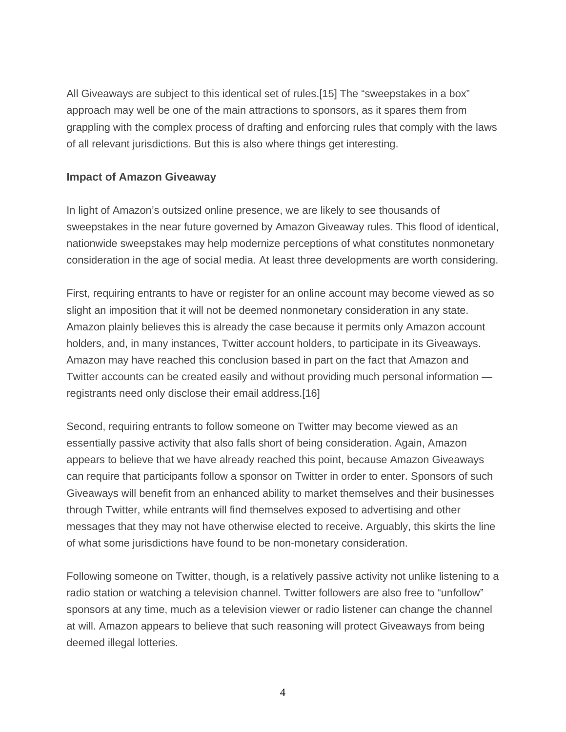All Giveaways are subject to this identical set of rules.[15] The "sweepstakes in a box" approach may well be one of the main attractions to sponsors, as it spares them from grappling with the complex process of drafting and enforcing rules that comply with the laws of all relevant jurisdictions. But this is also where things get interesting.

**Impact of Amazon Giveaway**

In light of Amazon's outsized online presence, we are likely to see thousands of sweepstakes in the near future governed by Amazon Giveaway rules. This flood of identical, nationwide sweepstakes may help modernize perceptions of what constitutes nonmonetary consideration in the age of social media. At least three developments are worth considering.

First, requiring entrants to have or register for an online account may become viewed as so slight an imposition that it will not be deemed nonmonetary consideration in any state. Amazon plainly believes this is already the case because it permits only Amazon account holders, and, in many instances, Twitter account holders, to participate in its Giveaways. Amazon may have reached this conclusion based in part on the fact that Amazon and Twitter accounts can be created easily and without providing much personal information — registrants need only disclose their email address.[16]

Second, requiring entrants to follow someone on Twitter may become viewed as an essentially passive activity that also falls short of being consideration. Again, Amazon appears to believe that we have already reached this point, because Amazon Giveaways can require that participants follow a sponsor on Twitter in order to enter. Sponsors of such Giveaways will benefit from an enhanced ability to market themselves and their businesses through Twitter, while entrants will find themselves exposed to advertising and other messages that they may not have otherwise elected to receive. Arguably, this skirts the line of what some jurisdictions have found to be non-monetary consideration.

Following someone on Twitter, though, is a relatively passive activity not unlike listening to a radio station or watching a television channel. Twitter followers are also free to "unfollow" sponsors at any time, much as a television viewer or radio listener can change the channel at will. Amazon appears to believe that such reasoning will protect Giveaways from being deemed illegal lotteries.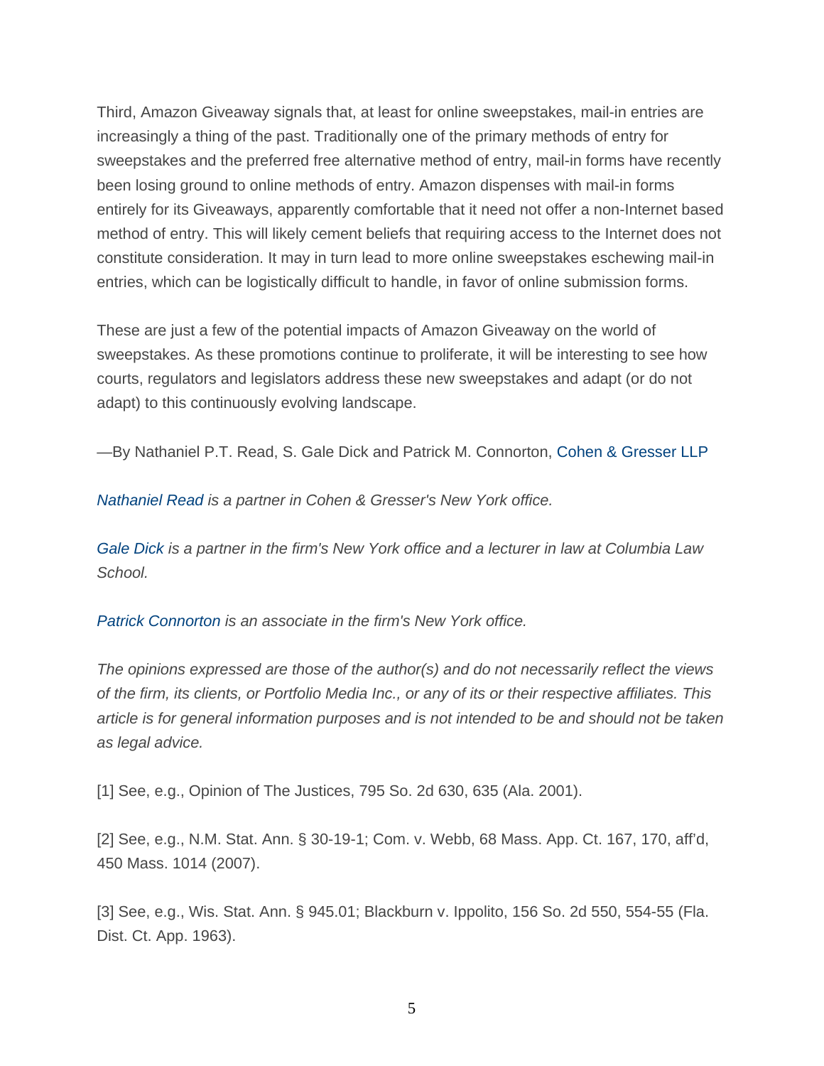Third, Amazon Giveaway signals that, at least for online sweepstakes, mail-in entries are increasingly a thing of the past. Traditionally one of the primary methods of entry for sweepstakes and the preferred free alternative method of entry, mail-in forms have recently been losing ground to online methods of entry. Amazon dispenses with mail-in forms entirely for its Giveaways, apparently comfortable that it need not offer a non-Internet based method of entry. This will likely cement beliefs that requiring access to the Internet does not constitute consideration. It may in turn lead to more online sweepstakes eschewing mail-in entries, which can be logistically difficult to handle, in favor of online submission forms.

These are just a few of the potential impacts of Amazon Giveaway on the world of sweepstakes. As these promotions continue to proliferate, it will be interesting to see how courts, regulators and legislators address these new sweepstakes and adapt (or do not adapt) to this continuously evolving landscape.

—By Nathaniel P.T. Read, S. Gale Dick and Patrick M. Connorton, Cohen & Gresser LLP

*Nathaniel Read is a partner in Cohen & Gresser's New York office.*

*Gale Dick is a partner in the firm's New York office and a lecturer in law at Columbia Law School.*

*Patrick Connorton is an associate in the firm's New York office.*

*The opinions expressed are those of the author(s) and do not necessarily reflect the views of the firm, its clients, or Portfolio Media Inc., or any of its or their respective affiliates. This article is for general information purposes and is not intended to be and should not be taken as legal advice.*

[1] See, e.g., Opinion of The Justices, 795 So. 2d 630, 635 (Ala. 2001).

[2] See, e.g., N.M. Stat. Ann. § 30-19-1; Com. v. Webb, 68 Mass. App. Ct. 167, 170, aff'd, 450 Mass. 1014 (2007).

[3] See, e.g., Wis. Stat. Ann. § 945.01; Blackburn v. Ippolito, 156 So. 2d 550, 554-55 (Fla. Dist. Ct. App. 1963).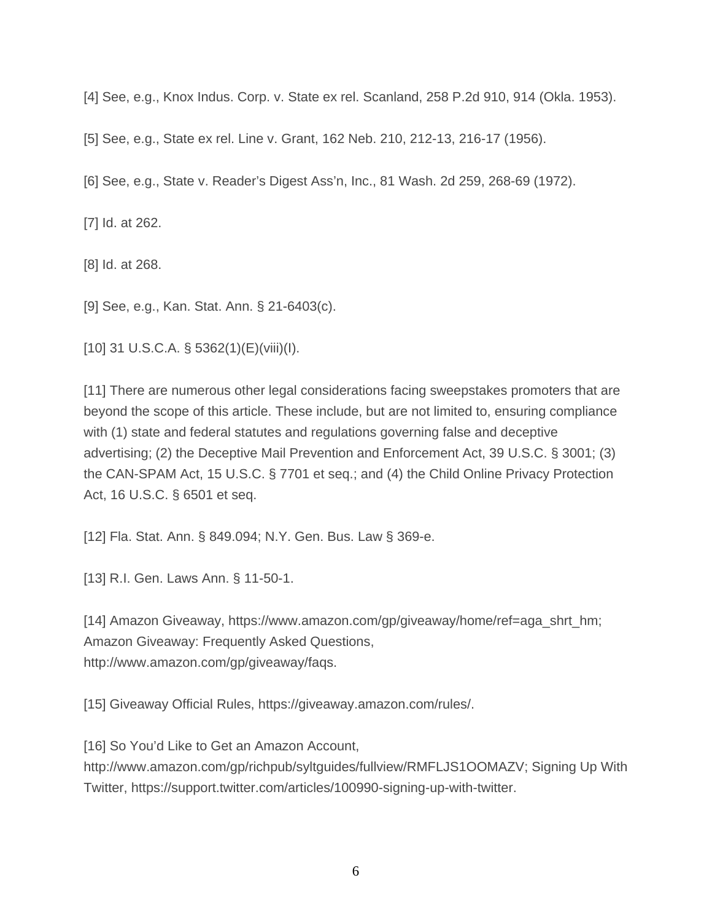[4] See, e.g., Knox Indus. Corp. v. State ex rel. Scanland, 258 P.2d 910, 914 (Okla. 1953).

[5] See, e.g., State ex rel. Line v. Grant, 162 Neb. 210, 212-13, 216-17 (1956).

[6] See, e.g., State v. Reader's Digest Ass'n, Inc., 81 Wash. 2d 259, 268-69 (1972).

[7] Id. at 262.

[8] Id. at 268.

[9] See, e.g., Kan. Stat. Ann. § 21-6403(c).

[10] 31 U.S.C.A. § 5362(1)(E)(viii)(I).

[11] There are numerous other legal considerations facing sweepstakes promoters that are beyond the scope of this article. These include, but are not limited to, ensuring compliance with (1) state and federal statutes and regulations governing false and deceptive advertising; (2) the Deceptive Mail Prevention and Enforcement Act, 39 U.S.C. § 3001; (3) the CAN-SPAM Act, 15 U.S.C. § 7701 et seq.; and (4) the Child Online Privacy Protection Act, 16 U.S.C. § 6501 et seq.

[12] Fla. Stat. Ann. § 849.094; N.Y. Gen. Bus. Law § 369-e.

[13] R.I. Gen. Laws Ann. § 11-50-1.

[14] Amazon Giveaway, https://www.amazon.com/gp/giveaway/home/ref=aga_shrt_hm; Amazon Giveaway: Frequently Asked Questions, http://www.amazon.com/gp/giveaway/faqs.

[15] Giveaway Official Rules, https://giveaway.amazon.com/rules/.

[16] So You'd Like to Get an Amazon Account, http://www.amazon.com/gp/richpub/syltguides/fullview/RMFLJS1OOMAZV; Signing Up With Twitter, https://support.twitter.com/articles/100990-signing-up-with-twitter.